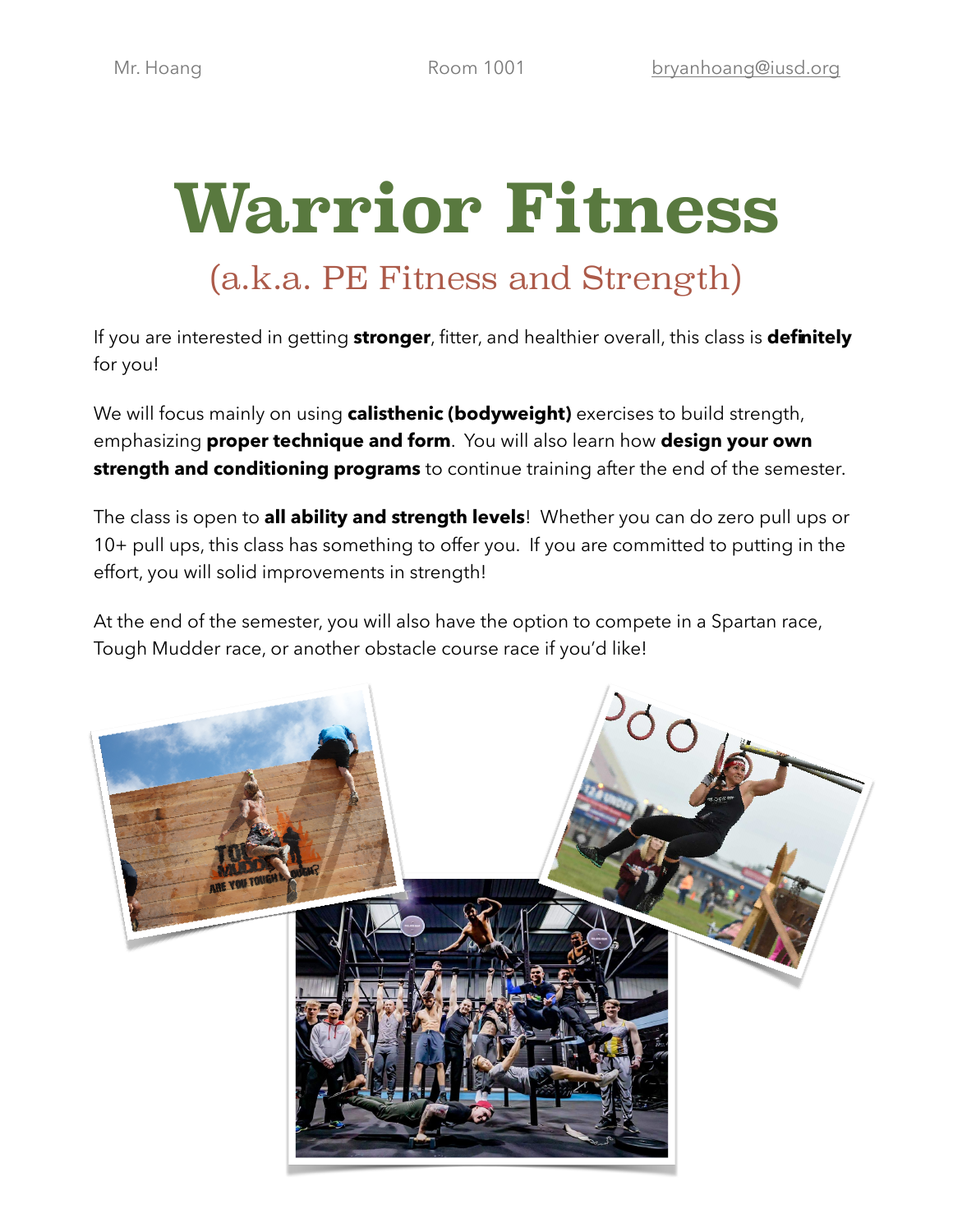Mr. Hoang Room 1001 bryanhoang@iusd.org

# Warrior Fitness

## (a.k.a. PE Fitness and Strength)

If you are interested in getting **stronger**, fitter, and healthier overall, this class is **definitely** for you!

We will focus mainly on using **calisthenic (bodyweight)** exercises to build strength, emphasizing **proper technique and form**. You will also learn how **design your own strength and conditioning programs** to continue training after the end of the semester.

The class is open to **all ability and strength levels**! Whether you can do zero pull ups or 10+ pull ups, this class has something to offer you. If you are committed to putting in the effort, you will solid improvements in strength!

At the end of the semester, you will also have the option to compete in a Spartan race, Tough Mudder race, or another obstacle course race if you'd like!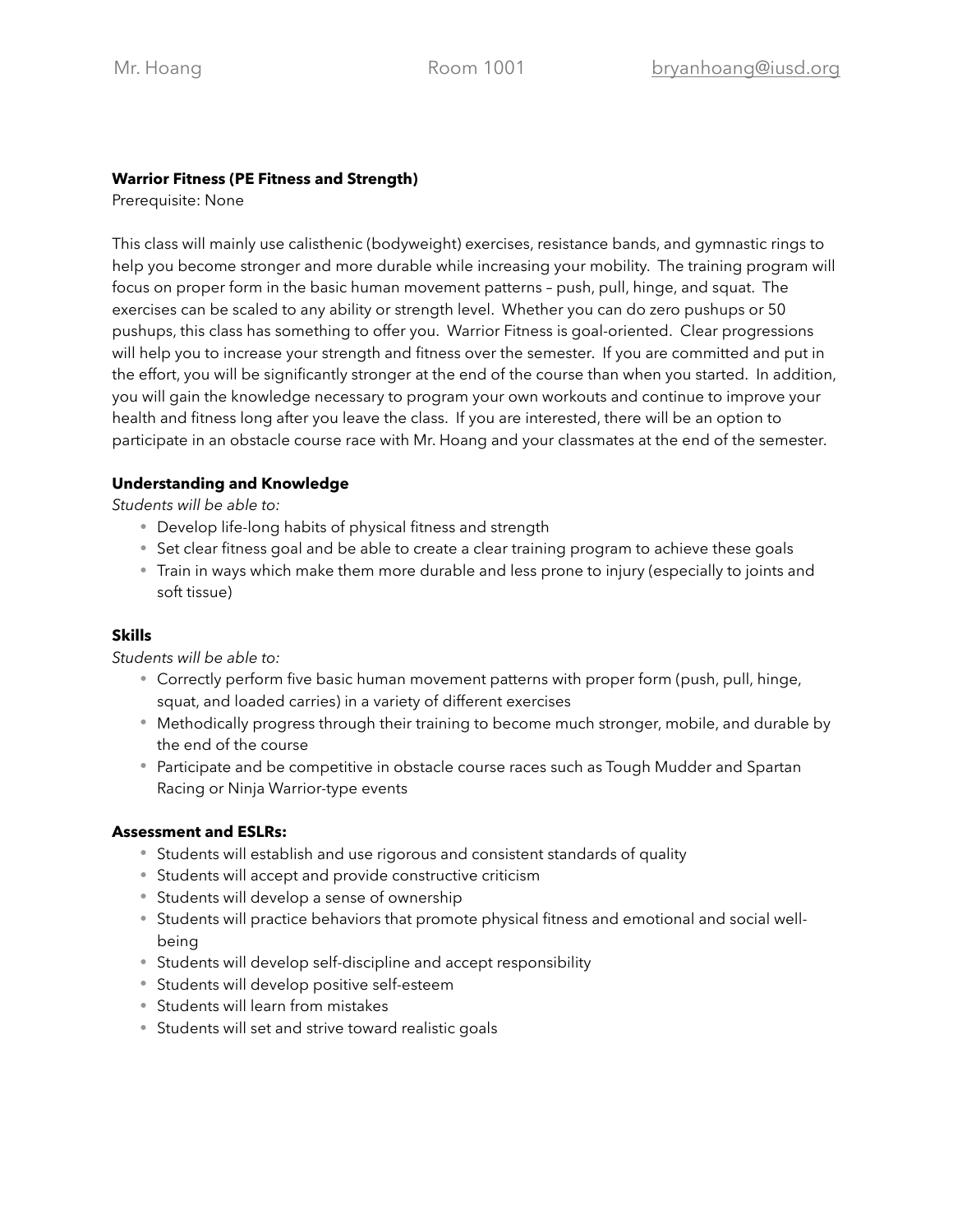Mr. Hoang Room 1001 bryanhoang@iusd.org

**Warrior Fitness (PE Fitness and Strength)**
Prerequisite: None

This class will mainly use calisthenic (bodyweight) exercises, resistance bands, and gymnastic rings to help you become stronger and more durable while increasing your mobility. The training program will focus on proper form in the basic human movement patterns – push, pull, hinge, and squat. The exercises can be scaled to any ability or strength level. Whether you can do zero pushups or 50 pushups, this class has something to offer you. Warrior Fitness is goal-oriented. Clear progressions will help you to increase your strength and fitness over the semester. If you are committed and put in the effort, you will be significantly stronger at the end of the course than when you started. In addition, you will gain the knowledge necessary to program your own workouts and continue to improve your health and fitness long after you leave the class. If you are interested, there will be an option to participate in an obstacle course race with Mr. Hoang and your classmates at the end of the semester.

**Understanding and Knowledge**

*Students will be able to:*

- Develop life-long habits of physical fitness and strength
- Set clear fitness goal and be able to create a clear training program to achieve these goals
- Train in ways which make them more durable and less prone to injury (especially to joints and soft tissue)

**Skills**

*Students will be able to:*

- Correctly perform five basic human movement patterns with proper form (push, pull, hinge, squat, and loaded carries) in a variety of different exercises
- Methodically progress through their training to become much stronger, mobile, and durable by the end of the course
- Participate and be competitive in obstacle course races such as Tough Mudder and Spartan Racing or Ninja Warrior-type events

**Assessment and ESLRs:**

- Students will establish and use rigorous and consistent standards of quality
- Students will accept and provide constructive criticism
- Students will develop a sense of ownership
- Students will practice behaviors that promote physical fitness and emotional and social well-being
- Students will develop self-discipline and accept responsibility
- Students will develop positive self-esteem
- Students will learn from mistakes
- Students will set and strive toward realistic goals